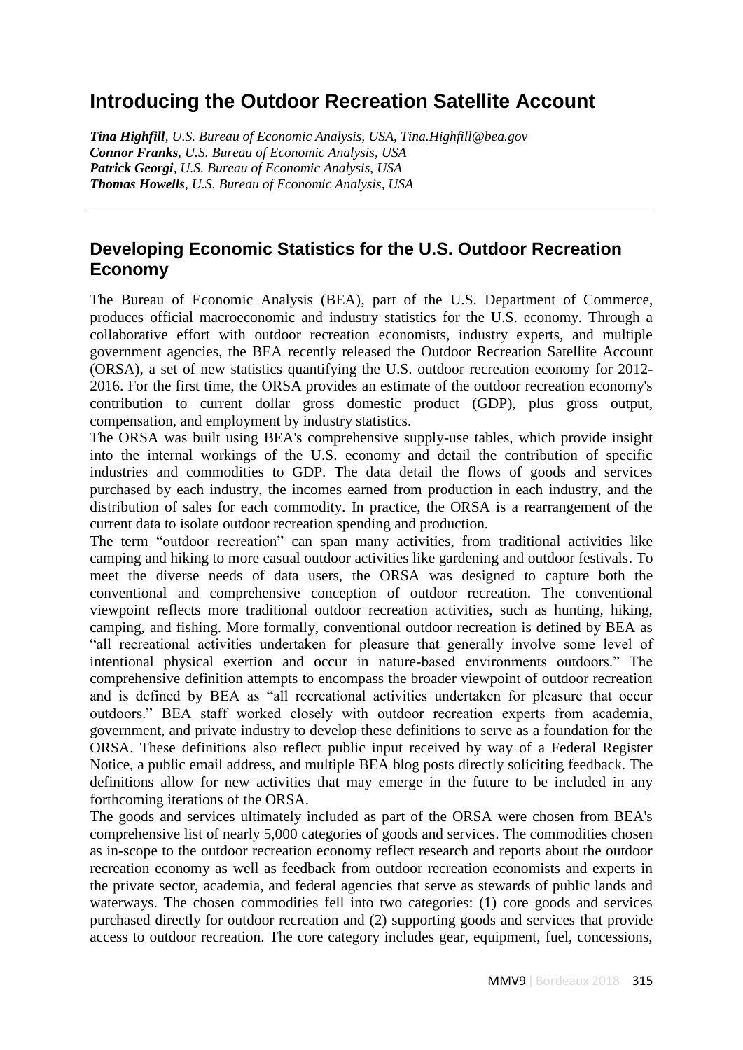# Introducing the Outdoor Recreation Satellite Account

***Tina Highfill****, U.S. Bureau of Economic Analysis, USA, Tina.Highfill@bea.gov*
***Connor Franks****, U.S. Bureau of Economic Analysis, USA*
***Patrick Georgi****, U.S. Bureau of Economic Analysis, USA*
***Thomas Howells****, U.S. Bureau of Economic Analysis, USA*

---

## Developing Economic Statistics for the U.S. Outdoor Recreation Economy

The Bureau of Economic Analysis (BEA), part of the U.S. Department of Commerce, produces official macroeconomic and industry statistics for the U.S. economy. Through a collaborative effort with outdoor recreation economists, industry experts, and multiple government agencies, the BEA recently released the Outdoor Recreation Satellite Account (ORSA), a set of new statistics quantifying the U.S. outdoor recreation economy for 2012-2016. For the first time, the ORSA provides an estimate of the outdoor recreation economy's contribution to current dollar gross domestic product (GDP), plus gross output, compensation, and employment by industry statistics.

The ORSA was built using BEA's comprehensive supply-use tables, which provide insight into the internal workings of the U.S. economy and detail the contribution of specific industries and commodities to GDP. The data detail the flows of goods and services purchased by each industry, the incomes earned from production in each industry, and the distribution of sales for each commodity. In practice, the ORSA is a rearrangement of the current data to isolate outdoor recreation spending and production.

The term "outdoor recreation" can span many activities, from traditional activities like camping and hiking to more casual outdoor activities like gardening and outdoor festivals. To meet the diverse needs of data users, the ORSA was designed to capture both the conventional and comprehensive conception of outdoor recreation. The conventional viewpoint reflects more traditional outdoor recreation activities, such as hunting, hiking, camping, and fishing. More formally, conventional outdoor recreation is defined by BEA as "all recreational activities undertaken for pleasure that generally involve some level of intentional physical exertion and occur in nature-based environments outdoors." The comprehensive definition attempts to encompass the broader viewpoint of outdoor recreation and is defined by BEA as "all recreational activities undertaken for pleasure that occur outdoors." BEA staff worked closely with outdoor recreation experts from academia, government, and private industry to develop these definitions to serve as a foundation for the ORSA. These definitions also reflect public input received by way of a Federal Register Notice, a public email address, and multiple BEA blog posts directly soliciting feedback. The definitions allow for new activities that may emerge in the future to be included in any forthcoming iterations of the ORSA.

The goods and services ultimately included as part of the ORSA were chosen from BEA's comprehensive list of nearly 5,000 categories of goods and services. The commodities chosen as in-scope to the outdoor recreation economy reflect research and reports about the outdoor recreation economy as well as feedback from outdoor recreation economists and experts in the private sector, academia, and federal agencies that serve as stewards of public lands and waterways. The chosen commodities fell into two categories: (1) core goods and services purchased directly for outdoor recreation and (2) supporting goods and services that provide access to outdoor recreation. The core category includes gear, equipment, fuel, concessions,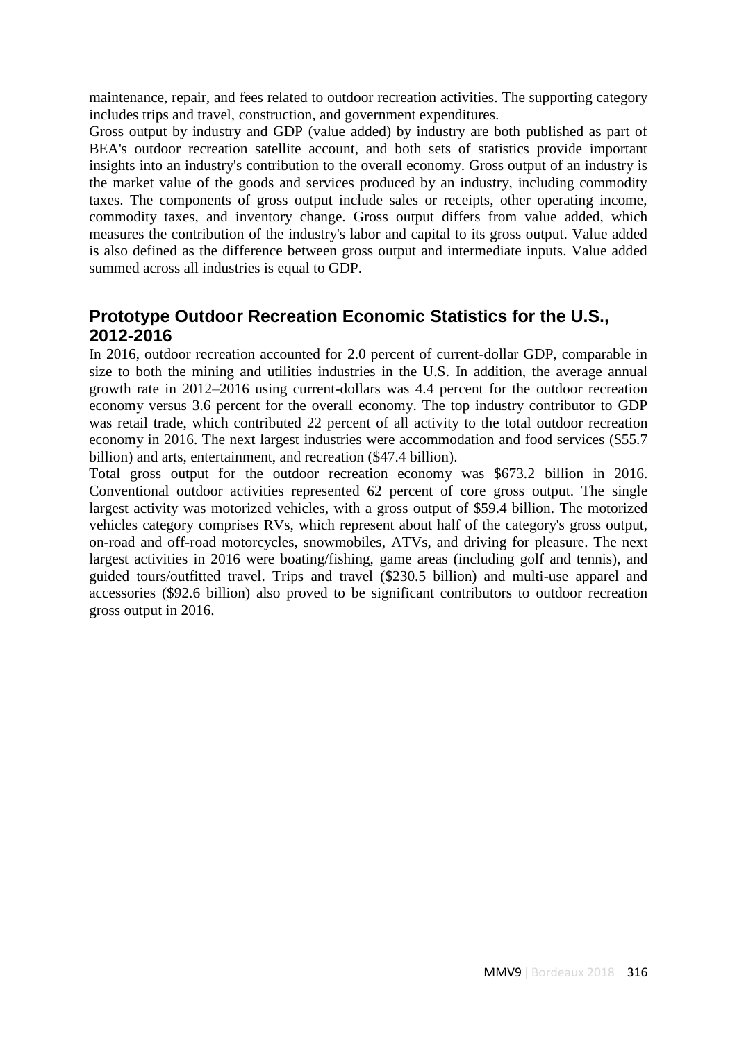maintenance, repair, and fees related to outdoor recreation activities. The supporting category includes trips and travel, construction, and government expenditures.

Gross output by industry and GDP (value added) by industry are both published as part of BEA's outdoor recreation satellite account, and both sets of statistics provide important insights into an industry's contribution to the overall economy. Gross output of an industry is the market value of the goods and services produced by an industry, including commodity taxes. The components of gross output include sales or receipts, other operating income, commodity taxes, and inventory change. Gross output differs from value added, which measures the contribution of the industry's labor and capital to its gross output. Value added is also defined as the difference between gross output and intermediate inputs. Value added summed across all industries is equal to GDP.

## Prototype Outdoor Recreation Economic Statistics for the U.S., 2012-2016

In 2016, outdoor recreation accounted for 2.0 percent of current-dollar GDP, comparable in size to both the mining and utilities industries in the U.S. In addition, the average annual growth rate in 2012–2016 using current-dollars was 4.4 percent for the outdoor recreation economy versus 3.6 percent for the overall economy. The top industry contributor to GDP was retail trade, which contributed 22 percent of all activity to the total outdoor recreation economy in 2016. The next largest industries were accommodation and food services ($55.7 billion) and arts, entertainment, and recreation ($47.4 billion).

Total gross output for the outdoor recreation economy was $673.2 billion in 2016. Conventional outdoor activities represented 62 percent of core gross output. The single largest activity was motorized vehicles, with a gross output of $59.4 billion. The motorized vehicles category comprises RVs, which represent about half of the category's gross output, on-road and off-road motorcycles, snowmobiles, ATVs, and driving for pleasure. The next largest activities in 2016 were boating/fishing, game areas (including golf and tennis), and guided tours/outfitted travel. Trips and travel ($230.5 billion) and multi-use apparel and accessories ($92.6 billion) also proved to be significant contributors to outdoor recreation gross output in 2016.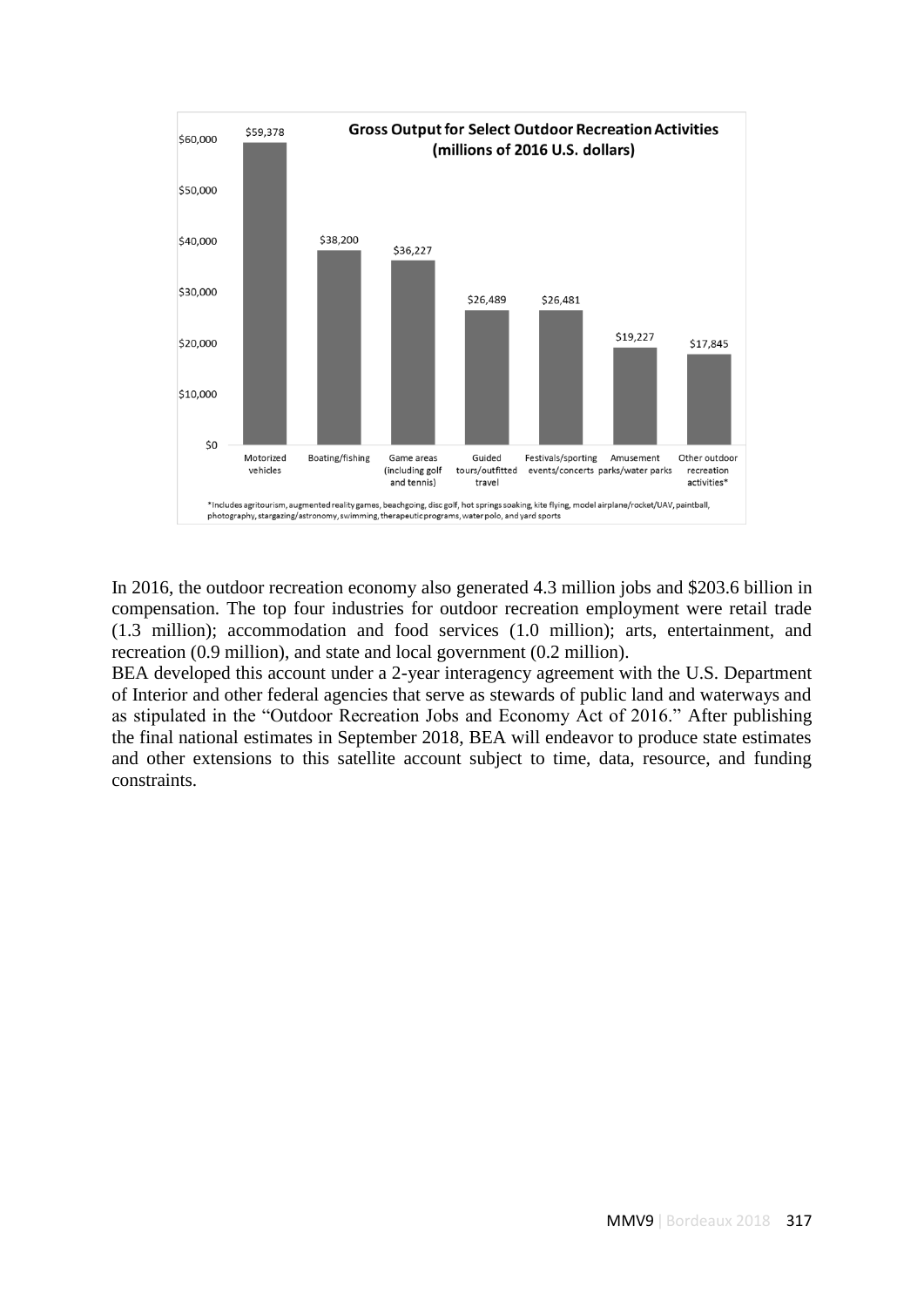**Gross Output for Select Outdoor Recreation Activities (millions of 2016 U.S. dollars)**

$60,000
$50,000
$40,000
$30,000
$20,000
$10,000
$0

$59,378
$38,200
$36,227
$26,489
$26,481
$19,227
$17,845

Motorized vehicles
Boating/fishing
Game areas (including golf and tennis)
Guided tours/outfitted travel
Festivals/sporting events/concerts
Amusement parks/water parks
Other outdoor recreation activities*

*Includes agritourism, augmented reality games, beachgoing, disc golf, hot springs soaking, kite flying, model airplane/rocket/UAV, paintball, photography, stargazing/astronomy, swimming, therapeutic programs, water polo, and yard sports

In 2016, the outdoor recreation economy also generated 4.3 million jobs and $203.6 billion in compensation. The top four industries for outdoor recreation employment were retail trade (1.3 million); accommodation and food services (1.0 million); arts, entertainment, and recreation (0.9 million), and state and local government (0.2 million).

BEA developed this account under a 2-year interagency agreement with the U.S. Department of Interior and other federal agencies that serve as stewards of public land and waterways and as stipulated in the "Outdoor Recreation Jobs and Economy Act of 2016." After publishing the final national estimates in September 2018, BEA will endeavor to produce state estimates and other extensions to this satellite account subject to time, data, resource, and funding constraints.